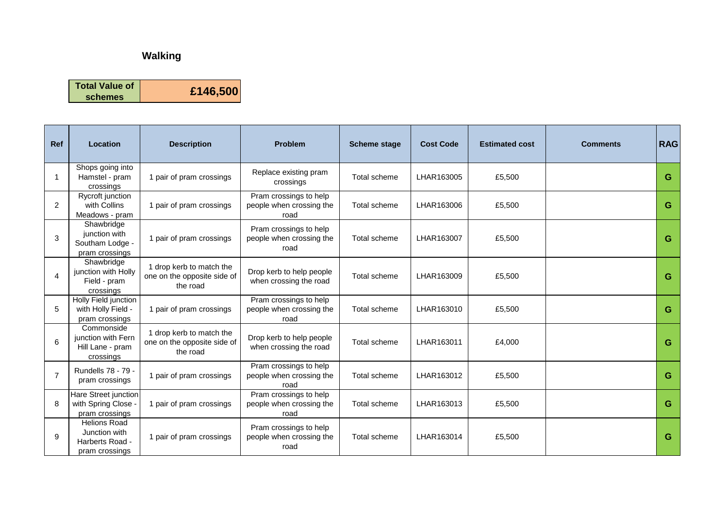# Walking

| Total Value of schemes | £146,500 |
|---|---|

| Ref | Location | Description | Problem | Scheme stage | Cost Code | Estimated cost | Comments | RAG |
|---|---|---|---|---|---|---|---|---|
| 1 | Shops going into Hamstel - pram crossings | 1 pair of pram crossings | Replace existing pram crossings | Total scheme | LHAR163005 | £5,500 | | G |
| 2 | Rycroft junction with Collins Meadows - pram | 1 pair of pram crossings | Pram crossings to help people when crossing the road | Total scheme | LHAR163006 | £5,500 | | G |
| 3 | Shawbridge junction with Southam Lodge - pram crossings | 1 pair of pram crossings | Pram crossings to help people when crossing the road | Total scheme | LHAR163007 | £5,500 | | G |
| 4 | Shawbridge junction with Holly Field - pram crossings | 1 drop kerb to match the one on the opposite side of the road | Drop kerb to help people when crossing the road | Total scheme | LHAR163009 | £5,500 | | G |
| 5 | Holly Field junction with Holly Field - pram crossings | 1 pair of pram crossings | Pram crossings to help people when crossing the road | Total scheme | LHAR163010 | £5,500 | | G |
| 6 | Commonside junction with Fern Hill Lane - pram crossings | 1 drop kerb to match the one on the opposite side of the road | Drop kerb to help people when crossing the road | Total scheme | LHAR163011 | £4,000 | | G |
| 7 | Rundells 78 - 79 - pram crossings | 1 pair of pram crossings | Pram crossings to help people when crossing the road | Total scheme | LHAR163012 | £5,500 | | G |
| 8 | Hare Street junction with Spring Close - pram crossings | 1 pair of pram crossings | Pram crossings to help people when crossing the road | Total scheme | LHAR163013 | £5,500 | | G |
| 9 | Helions Road Junction with Harberts Road - pram crossings | 1 pair of pram crossings | Pram crossings to help people when crossing the road | Total scheme | LHAR163014 | £5,500 | | G |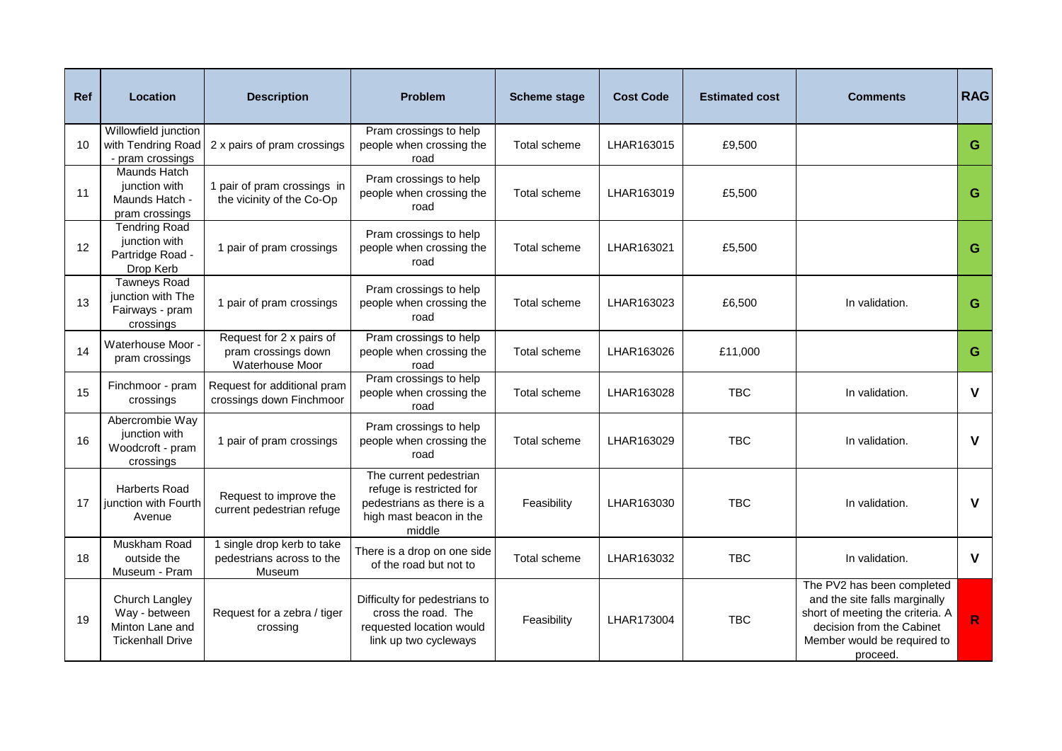| Ref | Location | Description | Problem | Scheme stage | Cost Code | Estimated cost | Comments | RAG |
|---|---|---|---|---|---|---|---|---|
| 10 | Willowfield junction with Tendring Road - pram crossings | 2 x pairs of pram crossings | Pram crossings to help people when crossing the road | Total scheme | LHAR163015 | £9,500 | | G |
| 11 | Maunds Hatch junction with Maunds Hatch - pram crossings | 1 pair of pram crossings in the vicinity of the Co-Op | Pram crossings to help people when crossing the road | Total scheme | LHAR163019 | £5,500 | | G |
| 12 | Tendring Road junction with Partridge Road - Drop Kerb | 1 pair of pram crossings | Pram crossings to help people when crossing the road | Total scheme | LHAR163021 | £5,500 | | G |
| 13 | Tawneys Road junction with The Fairways - pram crossings | 1 pair of pram crossings | Pram crossings to help people when crossing the road | Total scheme | LHAR163023 | £6,500 | In validation. | G |
| 14 | Waterhouse Moor - pram crossings | Request for 2 x pairs of pram crossings down Waterhouse Moor | Pram crossings to help people when crossing the road | Total scheme | LHAR163026 | £11,000 | | G |
| 15 | Finchmoor - pram crossings | Request for additional pram crossings down Finchmoor | Pram crossings to help people when crossing the road | Total scheme | LHAR163028 | TBC | In validation. | V |
| 16 | Abercrombie Way junction with Woodcroft - pram crossings | 1 pair of pram crossings | Pram crossings to help people when crossing the road | Total scheme | LHAR163029 | TBC | In validation. | V |
| 17 | Harberts Road junction with Fourth Avenue | Request to improve the current pedestrian refuge | The current pedestrian refuge is restricted for pedestrians as there is a high mast beacon in the middle | Feasibility | LHAR163030 | TBC | In validation. | V |
| 18 | Muskham Road outside the Museum - Pram | 1 single drop kerb to take pedestrians across to the Museum | There is a drop on one side of the road but not to | Total scheme | LHAR163032 | TBC | In validation. | V |
| 19 | Church Langley Way - between Minton Lane and Tickenhall Drive | Request for a zebra / tiger crossing | Difficulty for pedestrians to cross the road. The requested location would link up two cycleways | Feasibility | LHAR173004 | TBC | The PV2 has been completed and the site falls marginally short of meeting the criteria. A decision from the Cabinet Member would be required to proceed. | R |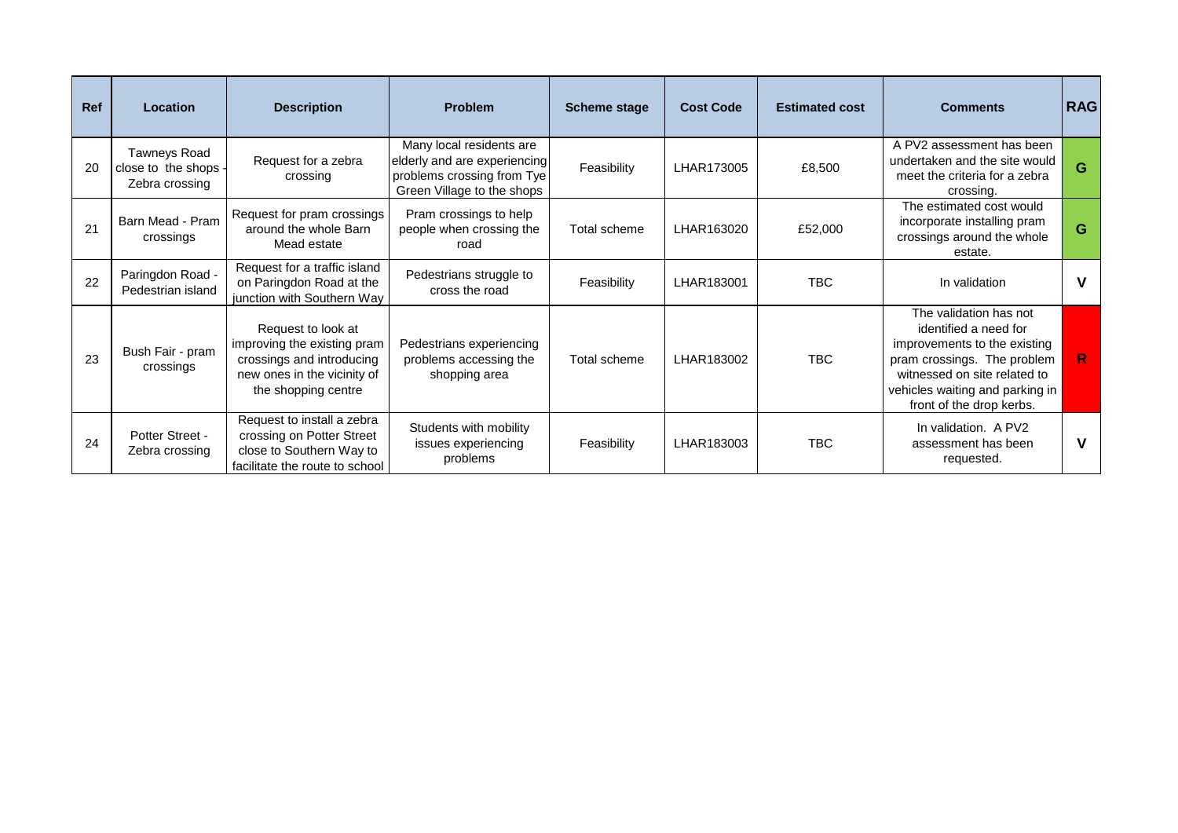| Ref | Location | Description | Problem | Scheme stage | Cost Code | Estimated cost | Comments | RAG |
|---|---|---|---|---|---|---|---|---|
| 20 | Tawneys Road close to the shops - Zebra crossing | Request for a zebra crossing | Many local residents are elderly and are experiencing problems crossing from Tye Green Village to the shops | Feasibility | LHAR173005 | £8,500 | A PV2 assessment has been undertaken and the site would meet the criteria for a zebra crossing. | G |
| 21 | Barn Mead - Pram crossings | Request for pram crossings around the whole Barn Mead estate | Pram crossings to help people when crossing the road | Total scheme | LHAR163020 | £52,000 | The estimated cost would incorporate installing pram crossings around the whole estate. | G |
| 22 | Paringdon Road - Pedestrian island | Request for a traffic island on Paringdon Road at the junction with Southern Way | Pedestrians struggle to cross the road | Feasibility | LHAR183001 | TBC | In validation | V |
| 23 | Bush Fair - pram crossings | Request to look at improving the existing pram crossings and introducing new ones in the vicinity of the shopping centre | Pedestrians experiencing problems accessing the shopping area | Total scheme | LHAR183002 | TBC | The validation has not identified a need for improvements to the existing pram crossings. The problem witnessed on site related to vehicles waiting and parking in front of the drop kerbs. | R |
| 24 | Potter Street - Zebra crossing | Request to install a zebra crossing on Potter Street close to Southern Way to facilitate the route to school | Students with mobility issues experiencing problems | Feasibility | LHAR183003 | TBC | In validation. A PV2 assessment has been requested. | V |